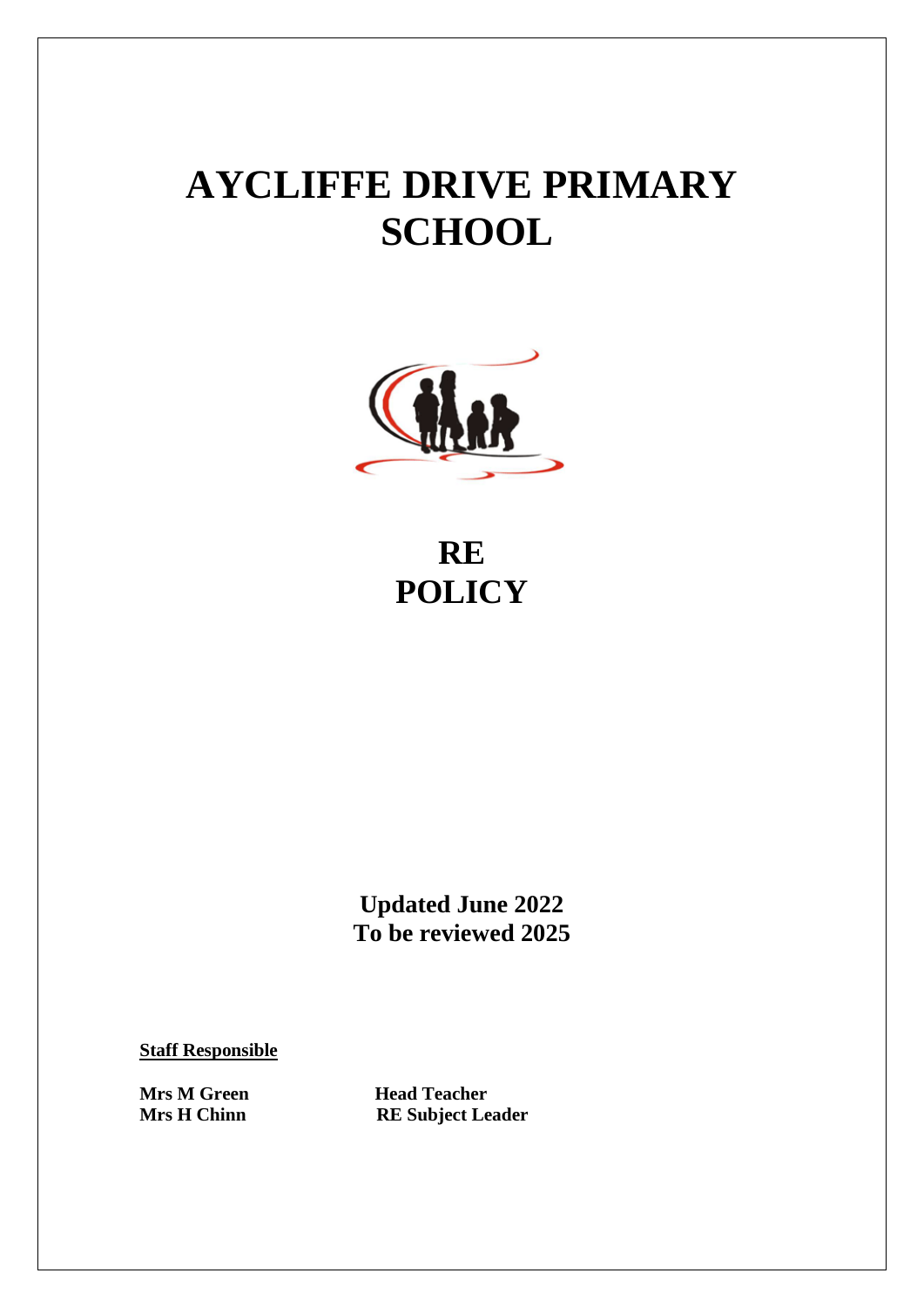# AYCLIFFE DRIVE PRIMARY SCHOOL

# RE POLICY

**Updated June 2022**
**To be reviewed 2025**

**Staff Responsible**

| | |
|---|---|
| **Mrs M Green** | **Head Teacher** |
| **Mrs H Chinn** | **RE Subject Leader** |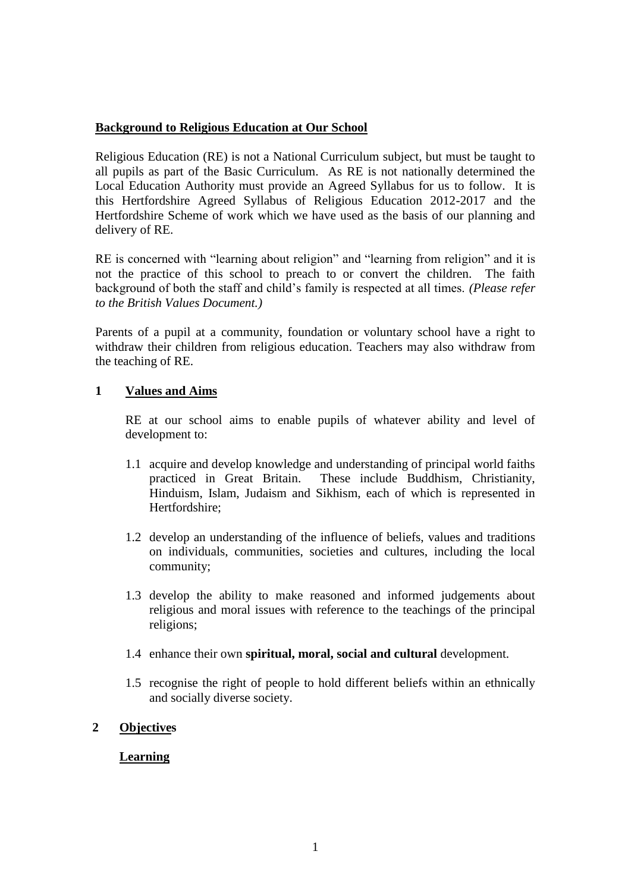**Background to Religious Education at Our School**

Religious Education (RE) is not a National Curriculum subject, but must be taught to all pupils as part of the Basic Curriculum. As RE is not nationally determined the Local Education Authority must provide an Agreed Syllabus for us to follow. It is this Hertfordshire Agreed Syllabus of Religious Education 2012-2017 and the Hertfordshire Scheme of work which we have used as the basis of our planning and delivery of RE.

RE is concerned with "learning about religion" and "learning from religion" and it is not the practice of this school to preach to or convert the children. The faith background of both the staff and child's family is respected at all times. *(Please refer to the British Values Document.)*

Parents of a pupil at a community, foundation or voluntary school have a right to withdraw their children from religious education. Teachers may also withdraw from the teaching of RE.

**1 Values and Aims**

RE at our school aims to enable pupils of whatever ability and level of development to:

1.1 acquire and develop knowledge and understanding of principal world faiths practiced in Great Britain. These include Buddhism, Christianity, Hinduism, Islam, Judaism and Sikhism, each of which is represented in Hertfordshire;

1.2 develop an understanding of the influence of beliefs, values and traditions on individuals, communities, societies and cultures, including the local community;

1.3 develop the ability to make reasoned and informed judgements about religious and moral issues with reference to the teachings of the principal religions;

1.4 enhance their own **spiritual, moral, social and cultural** development.

1.5 recognise the right of people to hold different beliefs within an ethnically and socially diverse society.

**2 Objectives**

**Learning**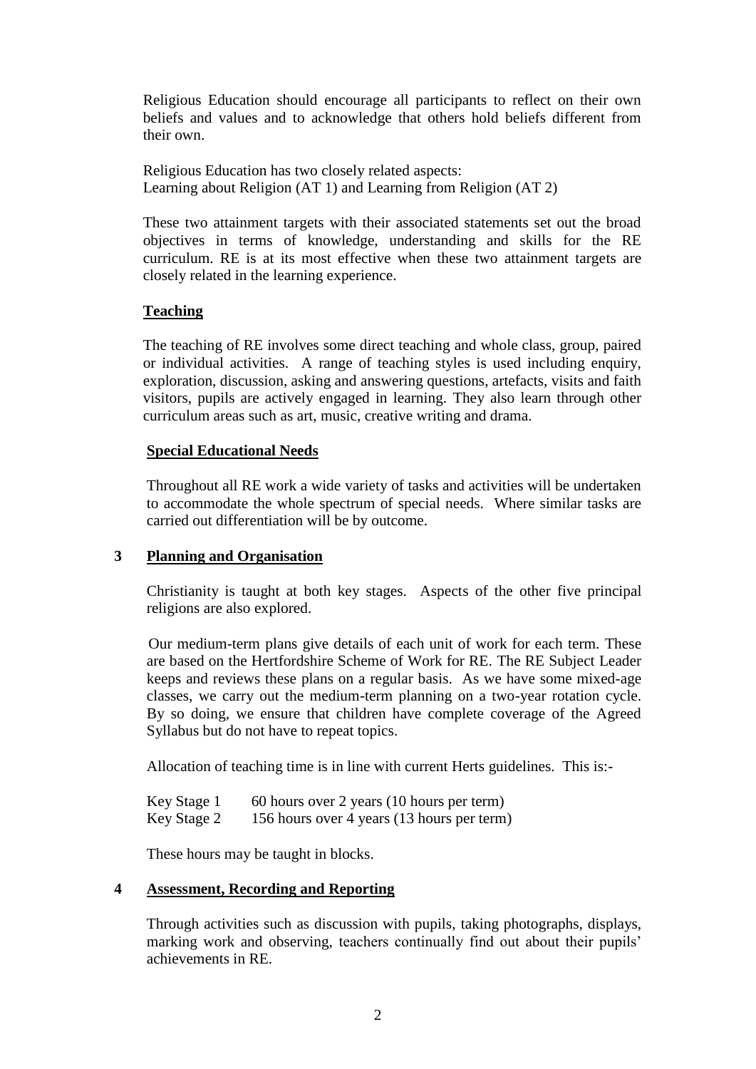Religious Education should encourage all participants to reflect on their own beliefs and values and to acknowledge that others hold beliefs different from their own.

Religious Education has two closely related aspects:
Learning about Religion (AT 1) and Learning from Religion (AT 2)

These two attainment targets with their associated statements set out the broad objectives in terms of knowledge, understanding and skills for the RE curriculum. RE is at its most effective when these two attainment targets are closely related in the learning experience.

**Teaching**

The teaching of RE involves some direct teaching and whole class, group, paired or individual activities. A range of teaching styles is used including enquiry, exploration, discussion, asking and answering questions, artefacts, visits and faith visitors, pupils are actively engaged in learning. They also learn through other curriculum areas such as art, music, creative writing and drama.

**Special Educational Needs**

Throughout all RE work a wide variety of tasks and activities will be undertaken to accommodate the whole spectrum of special needs. Where similar tasks are carried out differentiation will be by outcome.

## 3 Planning and Organisation

Christianity is taught at both key stages. Aspects of the other five principal religions are also explored.

Our medium-term plans give details of each unit of work for each term. These are based on the Hertfordshire Scheme of Work for RE. The RE Subject Leader keeps and reviews these plans on a regular basis. As we have some mixed-age classes, we carry out the medium-term planning on a two-year rotation cycle. By so doing, we ensure that children have complete coverage of the Agreed Syllabus but do not have to repeat topics.

Allocation of teaching time is in line with current Herts guidelines. This is:-

Key Stage 1 60 hours over 2 years (10 hours per term)
Key Stage 2 156 hours over 4 years (13 hours per term)

These hours may be taught in blocks.

## 4 Assessment, Recording and Reporting

Through activities such as discussion with pupils, taking photographs, displays, marking work and observing, teachers continually find out about their pupils' achievements in RE.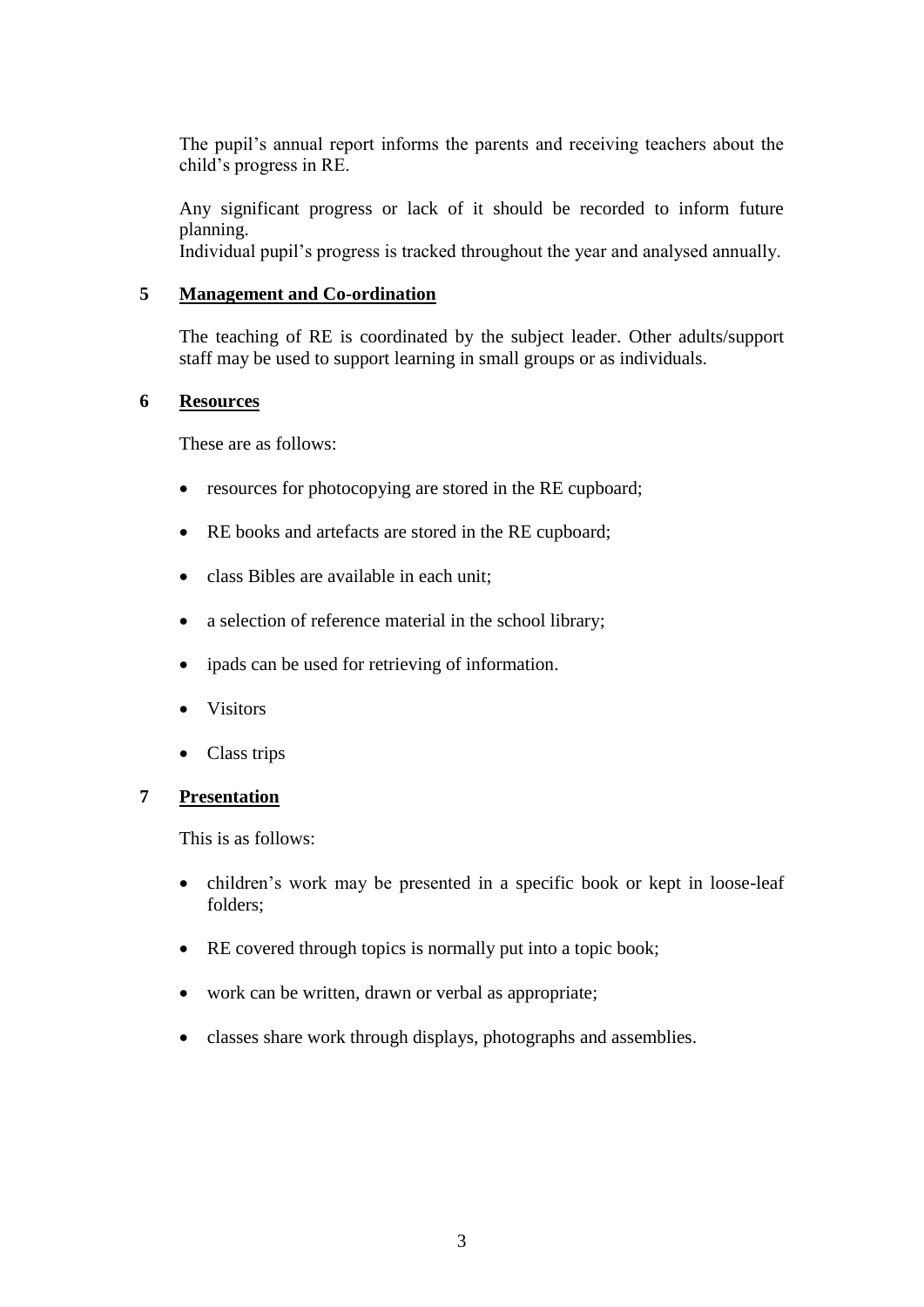The pupil's annual report informs the parents and receiving teachers about the child's progress in RE.

Any significant progress or lack of it should be recorded to inform future planning.
Individual pupil's progress is tracked throughout the year and analysed annually.

## 5 Management and Co-ordination

The teaching of RE is coordinated by the subject leader. Other adults/support staff may be used to support learning in small groups or as individuals.

## 6 Resources

These are as follows:

- resources for photocopying are stored in the RE cupboard;
- RE books and artefacts are stored in the RE cupboard;
- class Bibles are available in each unit;
- a selection of reference material in the school library;
- ipads can be used for retrieving of information.
- Visitors
- Class trips

## 7 Presentation

This is as follows:

- children's work may be presented in a specific book or kept in loose-leaf folders;
- RE covered through topics is normally put into a topic book;
- work can be written, drawn or verbal as appropriate;
- classes share work through displays, photographs and assemblies.